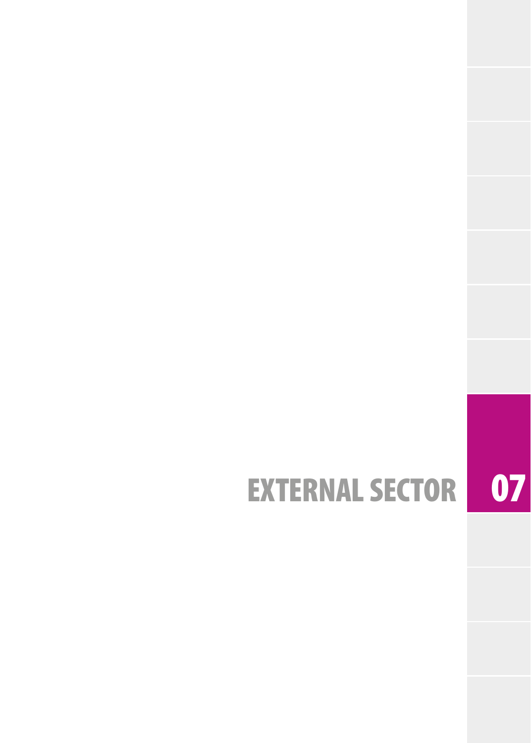# EXTERNAL SECTOR 07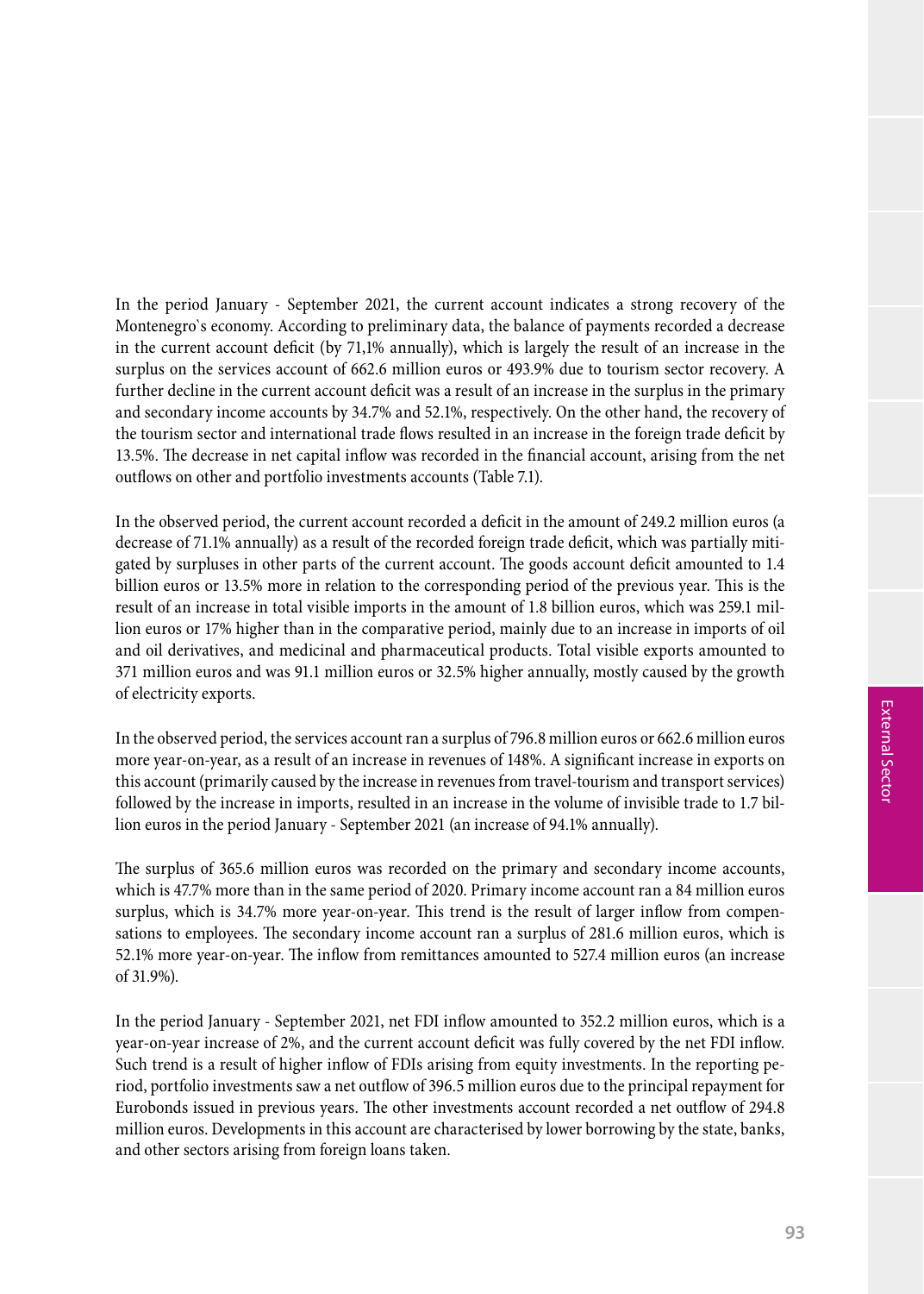In the period January - September 2021, the current account indicates a strong recovery of the Montenegro`s economy. According to preliminary data, the balance of payments recorded a decrease in the current account deficit (by 71,1% annually), which is largely the result of an increase in the surplus on the services account of 662.6 million euros or 493.9% due to tourism sector recovery. A further decline in the current account deficit was a result of an increase in the surplus in the primary and secondary income accounts by 34.7% and 52.1%, respectively. On the other hand, the recovery of the tourism sector and international trade flows resulted in an increase in the foreign trade deficit by 13.5%. The decrease in net capital inflow was recorded in the financial account, arising from the net outflows on other and portfolio investments accounts (Table 7.1).

In the observed period, the current account recorded a deficit in the amount of 249.2 million euros (a decrease of 71.1% annually) as a result of the recorded foreign trade deficit, which was partially mitigated by surpluses in other parts of the current account. The goods account deficit amounted to 1.4 billion euros or 13.5% more in relation to the corresponding period of the previous year. This is the result of an increase in total visible imports in the amount of 1.8 billion euros, which was 259.1 million euros or 17% higher than in the comparative period, mainly due to an increase in imports of oil and oil derivatives, and medicinal and pharmaceutical products. Total visible exports amounted to 371 million euros and was 91.1 million euros or 32.5% higher annually, mostly caused by the growth of electricity exports.

In the observed period, the services account ran a surplus of 796.8 million euros or 662.6 million euros more year-on-year, as a result of an increase in revenues of 148%. A significant increase in exports on this account (primarily caused by the increase in revenues from travel-tourism and transport services) followed by the increase in imports, resulted in an increase in the volume of invisible trade to 1.7 billion euros in the period January - September 2021 (an increase of 94.1% annually).

The surplus of 365.6 million euros was recorded on the primary and secondary income accounts, which is 47.7% more than in the same period of 2020. Primary income account ran a 84 million euros surplus, which is 34.7% more year-on-year. This trend is the result of larger inflow from compensations to employees. The secondary income account ran a surplus of 281.6 million euros, which is 52.1% more year-on-year. The inflow from remittances amounted to 527.4 million euros (an increase of 31.9%).

In the period January - September 2021, net FDI inflow amounted to 352.2 million euros, which is a year-on-year increase of 2%, and the current account deficit was fully covered by the net FDI inflow. Such trend is a result of higher inflow of FDIs arising from equity investments. In the reporting period, portfolio investments saw a net outflow of 396.5 million euros due to the principal repayment for Eurobonds issued in previous years. The other investments account recorded a net outflow of 294.8 million euros. Developments in this account are characterised by lower borrowing by the state, banks, and other sectors arising from foreign loans taken.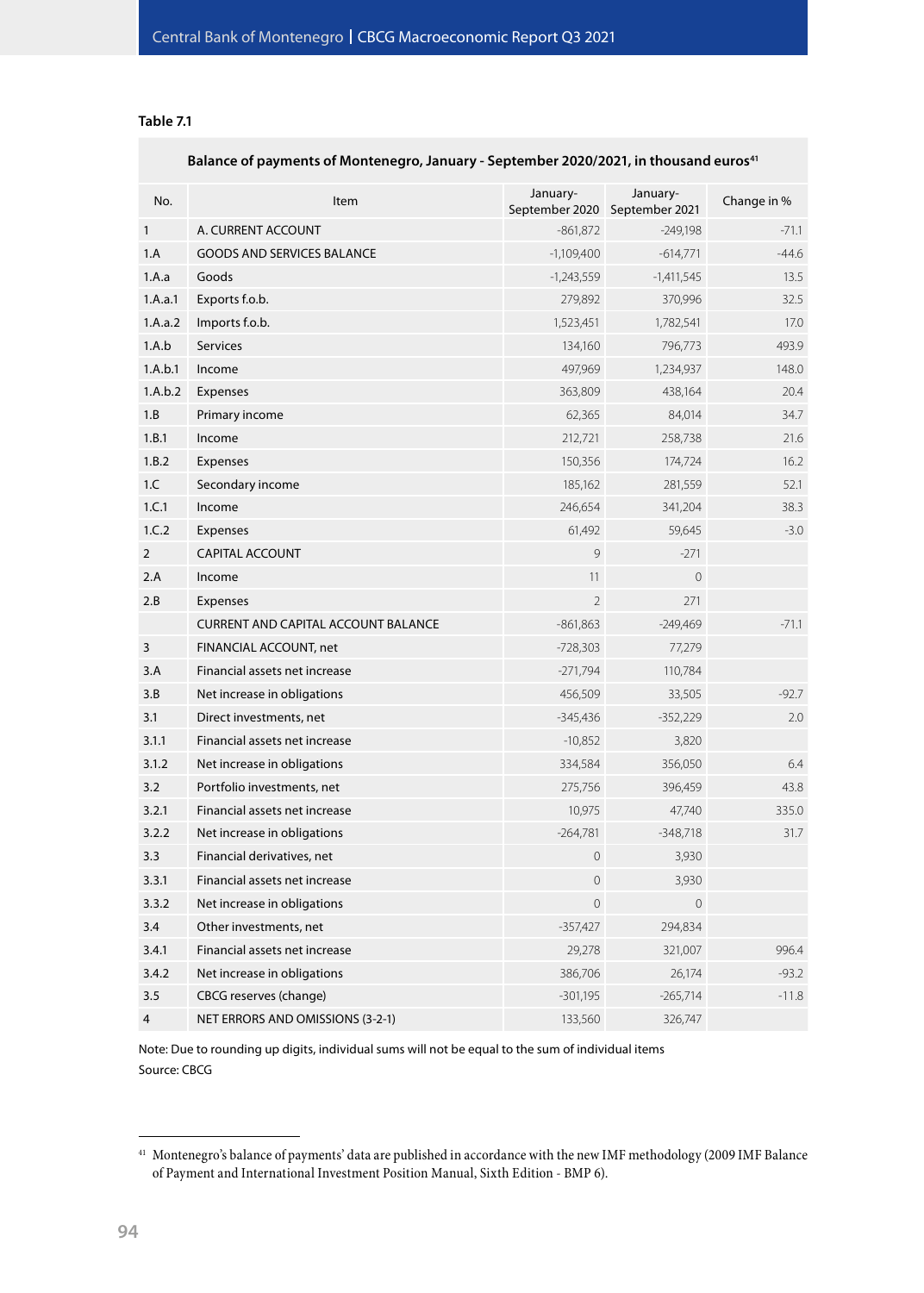**Table 7.1**

| Balance of payments of Montenegro, January - September 2020/2021, in thousand euros[41] | | | | |
|---|---|---|---|---|
| No. | Item | January-September 2020 | January-September 2021 | Change in % |
| 1 | A. CURRENT ACCOUNT | -861,872 | -249,198 | -71.1 |
| 1.A | GOODS AND SERVICES BALANCE | -1,109,400 | -614,771 | -44.6 |
| 1.A.a | Goods | -1,243,559 | -1,411,545 | 13.5 |
| 1.A.a.1 | Exports f.o.b. | 279,892 | 370,996 | 32.5 |
| 1.A.a.2 | Imports f.o.b. | 1,523,451 | 1,782,541 | 17.0 |
| 1.A.b | Services | 134,160 | 796,773 | 493.9 |
| 1.A.b.1 | Income | 497,969 | 1,234,937 | 148.0 |
| 1.A.b.2 | Expenses | 363,809 | 438,164 | 20.4 |
| 1.B | Primary income | 62,365 | 84,014 | 34.7 |
| 1.B.1 | Income | 212,721 | 258,738 | 21.6 |
| 1.B.2 | Expenses | 150,356 | 174,724 | 16.2 |
| 1.C | Secondary income | 185,162 | 281,559 | 52.1 |
| 1.C.1 | Income | 246,654 | 341,204 | 38.3 |
| 1.C.2 | Expenses | 61,492 | 59,645 | -3.0 |
| 2 | CAPITAL ACCOUNT | 9 | -271 | |
| 2.A | Income | 11 | 0 | |
| 2.B | Expenses | 2 | 271 | |
| | CURRENT AND CAPITAL ACCOUNT BALANCE | -861,863 | -249,469 | -71.1 |
| 3 | FINANCIAL ACCOUNT, net | -728,303 | 77,279 | |
| 3.A | Financial assets net increase | -271,794 | 110,784 | |
| 3.B | Net increase in obligations | 456,509 | 33,505 | -92.7 |
| 3.1 | Direct investments, net | -345,436 | -352,229 | 2.0 |
| 3.1.1 | Financial assets net increase | -10,852 | 3,820 | |
| 3.1.2 | Net increase in obligations | 334,584 | 356,050 | 6.4 |
| 3.2 | Portfolio investments, net | 275,756 | 396,459 | 43.8 |
| 3.2.1 | Financial assets net increase | 10,975 | 47,740 | 335.0 |
| 3.2.2 | Net increase in obligations | -264,781 | -348,718 | 31.7 |
| 3.3 | Financial derivatives, net | 0 | 3,930 | |
| 3.3.1 | Financial assets net increase | 0 | 3,930 | |
| 3.3.2 | Net increase in obligations | 0 | 0 | |
| 3.4 | Other investments, net | -357,427 | 294,834 | |
| 3.4.1 | Financial assets net increase | 29,278 | 321,007 | 996.4 |
| 3.4.2 | Net increase in obligations | 386,706 | 26,174 | -93.2 |
| 3.5 | CBCG reserves (change) | -301,195 | -265,714 | -11.8 |
| 4 | NET ERRORS AND OMISSIONS (3-2-1) | 133,560 | 326,747 | |

Note: Due to rounding up digits, individual sums will not be equal to the sum of individual items

Source: CBCG

[41] Montenegro's balance of payments' data are published in accordance with the new IMF methodology (2009 IMF Balance of Payment and International Investment Position Manual, Sixth Edition - BMP 6).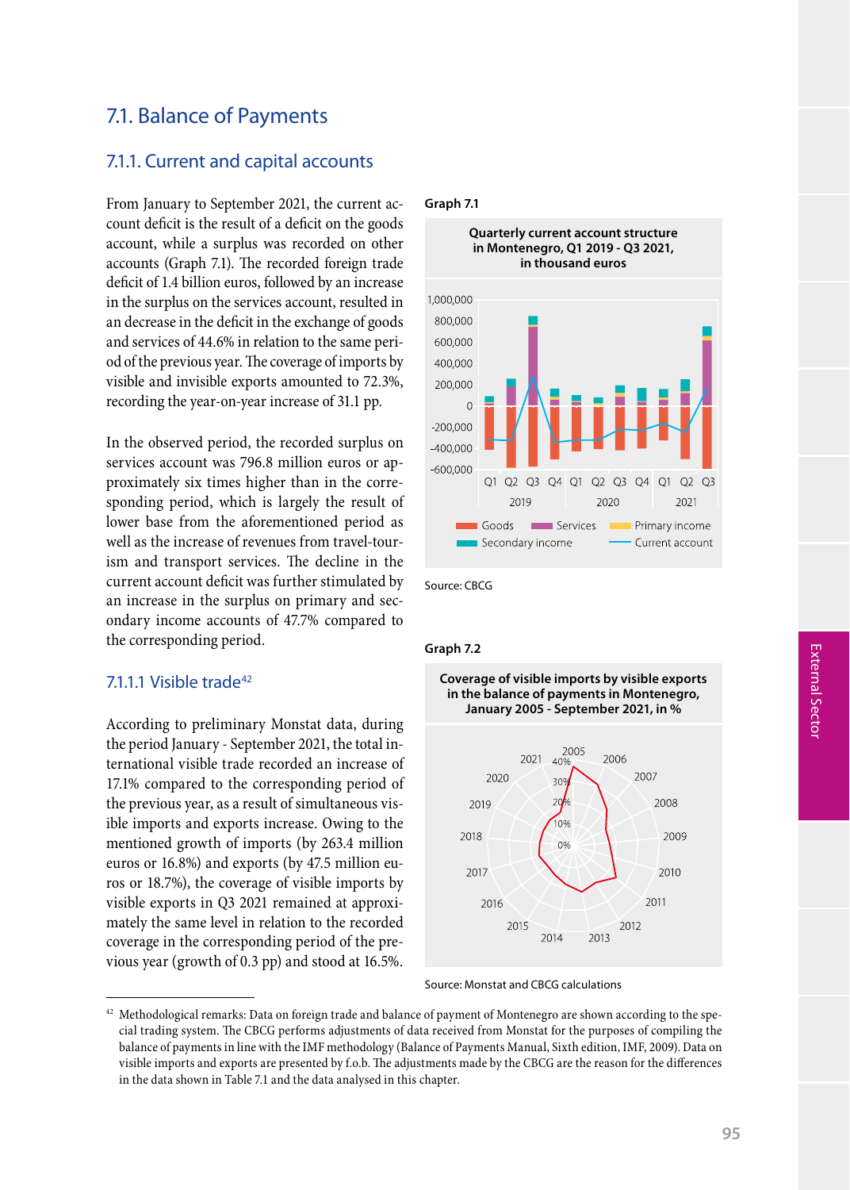## 7.1. Balance of Payments

### 7.1.1. Current and capital accounts

From January to September 2021, the current account deficit is the result of a deficit on the goods account, while a surplus was recorded on other accounts (Graph 7.1). The recorded foreign trade deficit of 1.4 billion euros, followed by an increase in the surplus on the services account, resulted in an decrease in the deficit in the exchange of goods and services of 44.6% in relation to the same period of the previous year. The coverage of imports by visible and invisible exports amounted to 72.3%, recording the year-on-year increase of 31.1 pp.

In the observed period, the recorded surplus on services account was 796.8 million euros or approximately six times higher than in the corresponding period, which is largely the result of lower base from the aforementioned period as well as the increase of revenues from travel-tourism and transport services. The decline in the current account deficit was further stimulated by an increase in the surplus on primary and secondary income accounts of 47.7% compared to the corresponding period.

#### 7.1.1.1 Visible trade[42]

According to preliminary Monstat data, during the period January - September 2021, the total international visible trade recorded an increase of 17.1% compared to the corresponding period of the previous year, as a result of simultaneous visible imports and exports increase. Owing to the mentioned growth of imports (by 263.4 million euros or 16.8%) and exports (by 47.5 million euros or 18.7%), the coverage of visible imports by visible exports in Q3 2021 remained at approximately the same level in relation to the recorded coverage in the corresponding period of the previous year (growth of 0.3 pp) and stood at 16.5%.

**Graph 7.1**

**Quarterly current account structure in Montenegro, Q1 2019 - Q3 2021, in thousand euros**

1,000,000
800,000
600,000
400,000
200,000
0
-200,000
-400,000
-600,000

Q1 Q2 Q3 Q4 Q1 Q2 Q3 Q4 Q1 Q2 Q3
2019 2020 2021

Goods, Services, Primary income, Secondary income, Current account

Source: CBCG

**Graph 7.2**

**Coverage of visible imports by visible exports in the balance of payments in Montenegro, January 2005 - September 2021, in %**

0%, 10%, 20%, 30%, 40%

2005, 2006, 2007, 2008, 2009, 2010, 2011, 2012, 2013, 2014, 2015, 2016, 2017, 2018, 2019, 2020, 2021

Source: Monstat and CBCG calculations

---

[42] Methodological remarks: Data on foreign trade and balance of payment of Montenegro are shown according to the special trading system. The CBCG performs adjustments of data received from Monstat for the purposes of compiling the balance of payments in line with the IMF methodology (Balance of Payments Manual, Sixth edition, IMF, 2009). Data on visible imports and exports are presented by f.o.b. The adjustments made by the CBCG are the reason for the differences in the data shown in Table 7.1 and the data analysed in this chapter.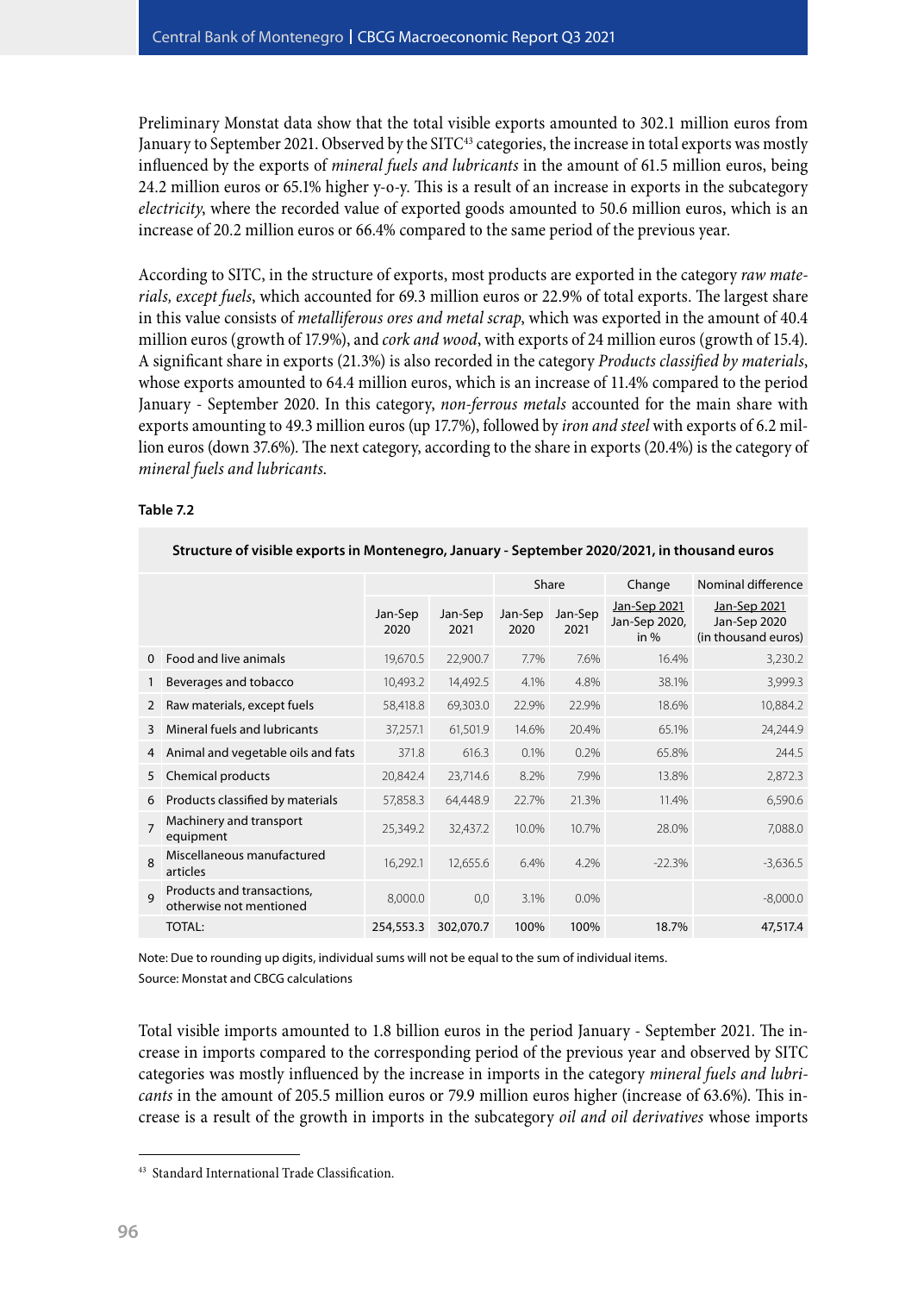Preliminary Monstat data show that the total visible exports amounted to 302.1 million euros from January to September 2021. Observed by the SITC[43] categories, the increase in total exports was mostly influenced by the exports of *mineral fuels and lubricants* in the amount of 61.5 million euros, being 24.2 million euros or 65.1% higher y-o-y. This is a result of an increase in exports in the subcategory *electricity*, where the recorded value of exported goods amounted to 50.6 million euros, which is an increase of 20.2 million euros or 66.4% compared to the same period of the previous year.

According to SITC, in the structure of exports, most products are exported in the category *raw materials, except fuels*, which accounted for 69.3 million euros or 22.9% of total exports. The largest share in this value consists of *metalliferous ores and metal scrap*, which was exported in the amount of 40.4 million euros (growth of 17.9%), and *cork and wood*, with exports of 24 million euros (growth of 15.4). A significant share in exports (21.3%) is also recorded in the category *Products classified by materials*, whose exports amounted to 64.4 million euros, which is an increase of 11.4% compared to the period January - September 2020. In this category, *non-ferrous metals* accounted for the main share with exports amounting to 49.3 million euros (up 17.7%), followed by *iron and steel* with exports of 6.2 million euros (down 37.6%). The next category, according to the share in exports (20.4%) is the category of *mineral fuels and lubricants*.

**Table 7.2**

**Structure of visible exports in Montenegro, January - September 2020/2021, in thousand euros**

| | | | | Share | | Change | Nominal difference |
|---|---|---|---|---|---|---|---|
| | | Jan-Sep 2020 | Jan-Sep 2021 | Jan-Sep 2020 | Jan-Sep 2021 | Jan-Sep 2021 / Jan-Sep 2020, in % | Jan-Sep 2021 / Jan-Sep 2020 (in thousand euros) |
| 0 | Food and live animals | 19,670.5 | 22,900.7 | 7.7% | 7.6% | 16.4% | 3,230.2 |
| 1 | Beverages and tobacco | 10,493.2 | 14,492.5 | 4.1% | 4.8% | 38.1% | 3,999.3 |
| 2 | Raw materials, except fuels | 58,418.8 | 69,303.0 | 22.9% | 22.9% | 18.6% | 10,884.2 |
| 3 | Mineral fuels and lubricants | 37,257.1 | 61,501.9 | 14.6% | 20.4% | 65.1% | 24,244.9 |
| 4 | Animal and vegetable oils and fats | 371.8 | 616.3 | 0.1% | 0.2% | 65.8% | 244.5 |
| 5 | Chemical products | 20,842.4 | 23,714.6 | 8.2% | 7.9% | 13.8% | 2,872.3 |
| 6 | Products classified by materials | 57,858.3 | 64,448.9 | 22.7% | 21.3% | 11.4% | 6,590.6 |
| 7 | Machinery and transport equipment | 25,349.2 | 32,437.2 | 10.0% | 10.7% | 28.0% | 7,088.0 |
| 8 | Miscellaneous manufactured articles | 16,292.1 | 12,655.6 | 6.4% | 4.2% | -22.3% | -3,636.5 |
| 9 | Products and transactions, otherwise not mentioned | 8,000.0 | 0,0 | 3.1% | 0.0% | | -8,000.0 |
| | TOTAL: | 254,553.3 | 302,070.7 | 100% | 100% | 18.7% | 47,517.4 |

Note: Due to rounding up digits, individual sums will not be equal to the sum of individual items.
Source: Monstat and CBCG calculations

Total visible imports amounted to 1.8 billion euros in the period January - September 2021. The increase in imports compared to the corresponding period of the previous year and observed by SITC categories was mostly influenced by the increase in imports in the category *mineral fuels and lubricants* in the amount of 205.5 million euros or 79.9 million euros higher (increase of 63.6%). This increase is a result of the growth in imports in the subcategory *oil and oil derivatives* whose imports

[43] Standard International Trade Classification.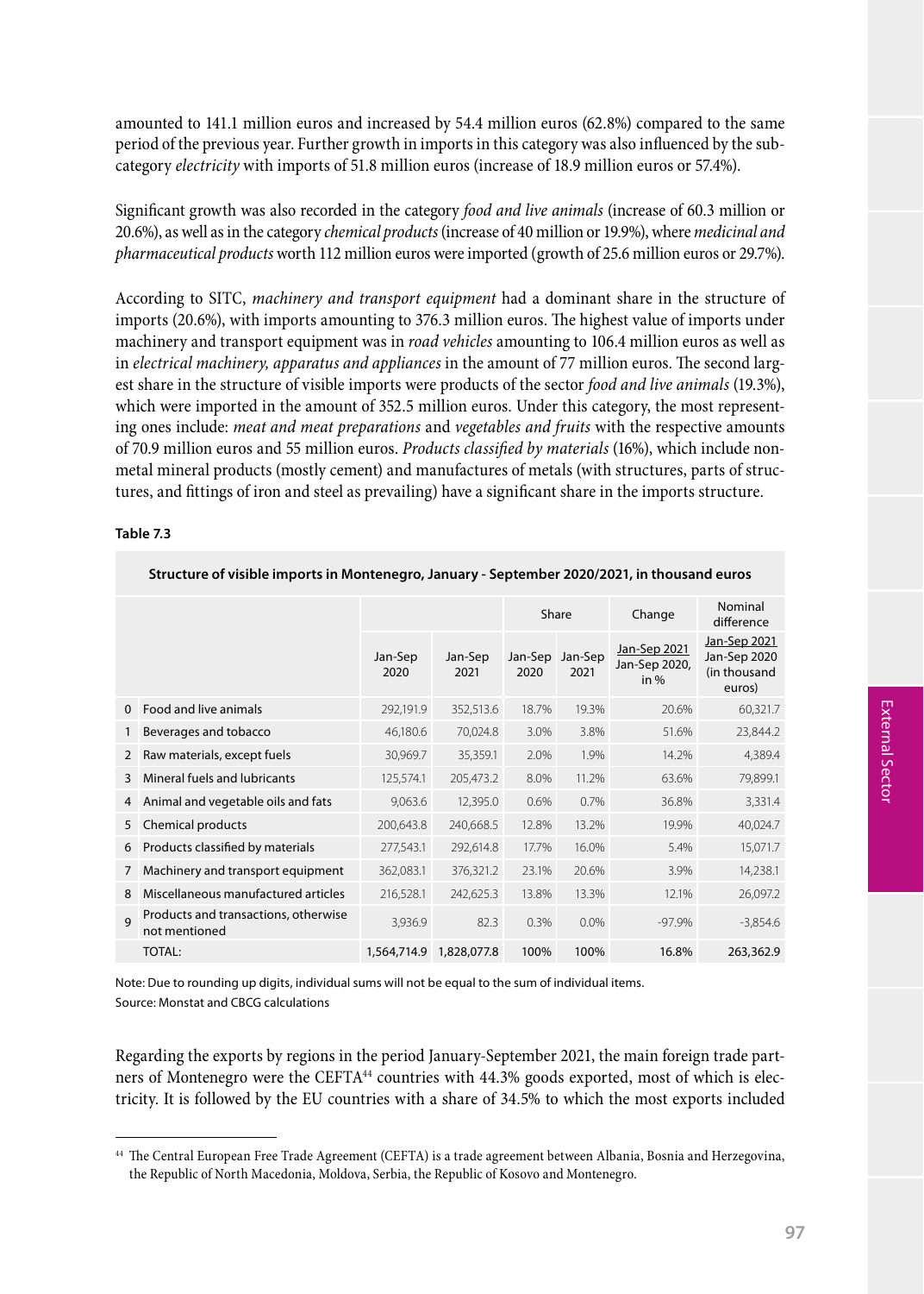amounted to 141.1 million euros and increased by 54.4 million euros (62.8%) compared to the same period of the previous year. Further growth in imports in this category was also influenced by the subcategory *electricity* with imports of 51.8 million euros (increase of 18.9 million euros or 57.4%).

Significant growth was also recorded in the category *food and live animals* (increase of 60.3 million or 20.6%), as well as in the category *chemical products* (increase of 40 million or 19.9%), where *medicinal and pharmaceutical products* worth 112 million euros were imported (growth of 25.6 million euros or 29.7%).

According to SITC, *machinery and transport equipment* had a dominant share in the structure of imports (20.6%), with imports amounting to 376.3 million euros. The highest value of imports under machinery and transport equipment was in *road vehicles* amounting to 106.4 million euros as well as in *electrical machinery, apparatus and appliances* in the amount of 77 million euros. The second largest share in the structure of visible imports were products of the sector *food and live animals* (19.3%), which were imported in the amount of 352.5 million euros. Under this category, the most representing ones include: *meat and meat preparations* and *vegetables and fruits* with the respective amounts of 70.9 million euros and 55 million euros. *Products classified by materials* (16%), which include nonmetal mineral products (mostly cement) and manufactures of metals (with structures, parts of structures, and fittings of iron and steel as prevailing) have a significant share in the imports structure.

**Table 7.3**

**Structure of visible imports in Montenegro, January - September 2020/2021, in thousand euros**

| | | | | Share | | Change | Nominal difference |
|---|---|---|---|---|---|---|---|
| | | Jan-Sep 2020 | Jan-Sep 2021 | Jan-Sep 2020 | Jan-Sep 2021 | Jan-Sep 2021 Jan-Sep 2020, in % | Jan-Sep 2021 Jan-Sep 2020 (in thousand euros) |
| 0 | Food and live animals | 292,191.9 | 352,513.6 | 18.7% | 19.3% | 20.6% | 60,321.7 |
| 1 | Beverages and tobacco | 46,180.6 | 70,024.8 | 3.0% | 3.8% | 51.6% | 23,844.2 |
| 2 | Raw materials, except fuels | 30,969.7 | 35,359.1 | 2.0% | 1.9% | 14.2% | 4,389.4 |
| 3 | Mineral fuels and lubricants | 125,574.1 | 205,473.2 | 8.0% | 11.2% | 63.6% | 79,899.1 |
| 4 | Animal and vegetable oils and fats | 9,063.6 | 12,395.0 | 0.6% | 0.7% | 36.8% | 3,331.4 |
| 5 | Chemical products | 200,643.8 | 240,668.5 | 12.8% | 13.2% | 19.9% | 40,024.7 |
| 6 | Products classified by materials | 277,543.1 | 292,614.8 | 17.7% | 16.0% | 5.4% | 15,071.7 |
| 7 | Machinery and transport equipment | 362,083.1 | 376,321.2 | 23.1% | 20.6% | 3.9% | 14,238.1 |
| 8 | Miscellaneous manufactured articles | 216,528.1 | 242,625.3 | 13.8% | 13.3% | 12.1% | 26,097.2 |
| 9 | Products and transactions, otherwise not mentioned | 3,936.9 | 82.3 | 0.3% | 0.0% | -97.9% | -3,854.6 |
| | TOTAL: | 1,564,714.9 | 1,828,077.8 | 100% | 100% | 16.8% | 263,362.9 |

Note: Due to rounding up digits, individual sums will not be equal to the sum of individual items.
Source: Monstat and CBCG calculations

Regarding the exports by regions in the period January-September 2021, the main foreign trade partners of Montenegro were the CEFTA[44] countries with 44.3% goods exported, most of which is electricity. It is followed by the EU countries with a share of 34.5% to which the most exports included

[44] The Central European Free Trade Agreement (CEFTA) is a trade agreement between Albania, Bosnia and Herzegovina, the Republic of North Macedonia, Moldova, Serbia, the Republic of Kosovo and Montenegro.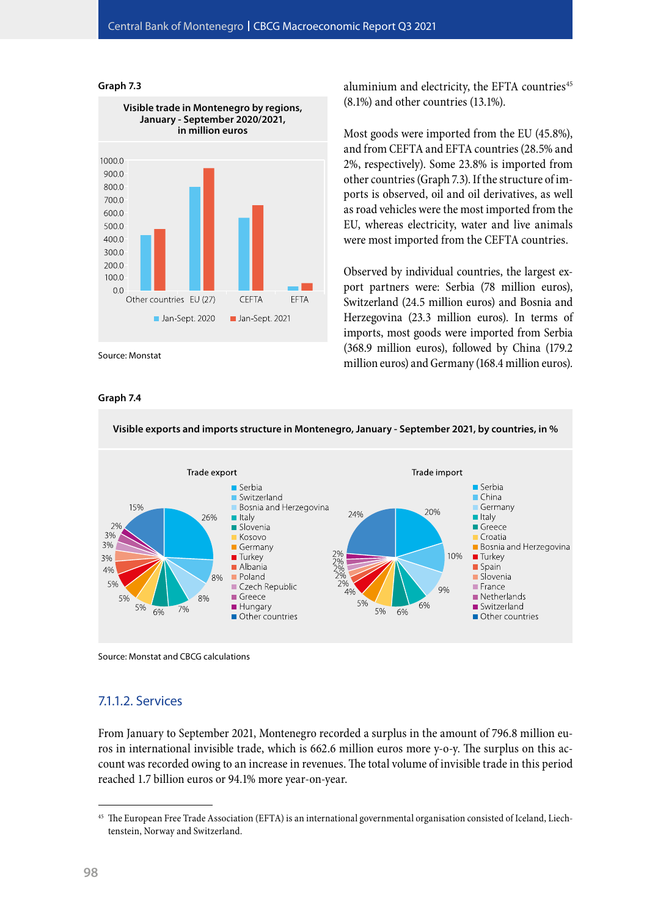**Graph 7.3**

Visible trade in Montenegro by regions, January - September 2020/2021, in million euros

1000.0
900.0
800.0
700.0
600.0
500.0
400.0
300.0
200.0
100.0
0.0

Other countries
EU (27)
CEFTA
EFTA

Jan-Sept. 2020
Jan-Sept. 2021

Source: Monstat

aluminium and electricity, the EFTA countries[45] (8.1%) and other countries (13.1%).

Most goods were imported from the EU (45.8%), and from CEFTA and EFTA countries (28.5% and 2%, respectively). Some 23.8% is imported from other countries (Graph 7.3). If the structure of imports is observed, oil and oil derivatives, as well as road vehicles were the most imported from the EU, whereas electricity, water and live animals were most imported from the CEFTA countries.

Observed by individual countries, the largest export partners were: Serbia (78 million euros), Switzerland (24.5 million euros) and Bosnia and Herzegovina (23.3 million euros). In terms of imports, most goods were imported from Serbia (368.9 million euros), followed by China (179.2 million euros) and Germany (168.4 million euros).

**Graph 7.4**

Visible exports and imports structure in Montenegro, January - September 2021, by countries, in %

Trade export

26%
8%
8%
7%
6%
5%
5%
5%
4%
3%
3%
3%
2%
15%

Serbia
Switzerland
Bosnia and Herzegovina
Italy
Slovenia
Kosovo
Germany
Turkey
Albania
Poland
Czech Republic
Greece
Hungary
Other countries

Trade import

20%
10%
9%
6%
6%
5%
5%
4%
2%
2%
2%
2%
2%
24%

Serbia
China
Germany
Italy
Greece
Croatia
Bosnia and Herzegovina
Turkey
Spain
Slovenia
France
Netherlands
Switzerland
Other countries

Source: Monstat and CBCG calculations

### 7.1.1.2. Services

From January to September 2021, Montenegro recorded a surplus in the amount of 796.8 million euros in international invisible trade, which is 662.6 million euros more y-o-y. The surplus on this account was recorded owing to an increase in revenues. The total volume of invisible trade in this period reached 1.7 billion euros or 94.1% more year-on-year.

---

[45] The European Free Trade Association (EFTA) is an international governmental organisation consisted of Iceland, Liechtenstein, Norway and Switzerland.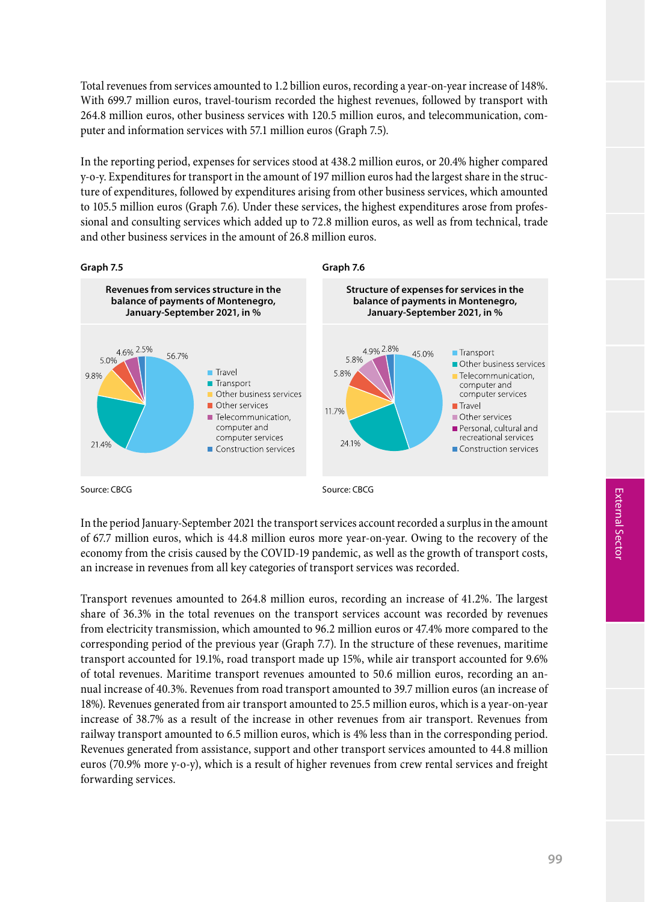Total revenues from services amounted to 1.2 billion euros, recording a year-on-year increase of 148%. With 699.7 million euros, travel-tourism recorded the highest revenues, followed by transport with 264.8 million euros, other business services with 120.5 million euros, and telecommunication, computer and information services with 57.1 million euros (Graph 7.5).

In the reporting period, expenses for services stood at 438.2 million euros, or 20.4% higher compared y-o-y. Expenditures for transport in the amount of 197 million euros had the largest share in the structure of expenditures, followed by expenditures arising from other business services, which amounted to 105.5 million euros (Graph 7.6). Under these services, the highest expenditures arose from professional and consulting services which added up to 72.8 million euros, as well as from technical, trade and other business services in the amount of 26.8 million euros.

**Graph 7.5**

**Revenues from services structure in the balance of payments of Montenegro, January-September 2021, in %**

56.7%
21.4%
9.8%
5.0%
4.6%
2.5%

Travel
Transport
Other business services
Other services
Telecommunication, computer and computer services
Construction services

Source: CBCG

**Graph 7.6**

**Structure of expenses for services in the balance of payments in Montenegro, January-September 2021, in %**

45.0%
24.1%
11.7%
5.8%
5.8%
4.9%
2.8%

Transport
Other business services
Telecommunication, computer and computer services
Travel
Other services
Personal, cultural and recreational services
Construction services

Source: CBCG

In the period January-September 2021 the transport services account recorded a surplus in the amount of 67.7 million euros, which is 44.8 million euros more year-on-year. Owing to the recovery of the economy from the crisis caused by the COVID-19 pandemic, as well as the growth of transport costs, an increase in revenues from all key categories of transport services was recorded.

Transport revenues amounted to 264.8 million euros, recording an increase of 41.2%. The largest share of 36.3% in the total revenues on the transport services account was recorded by revenues from electricity transmission, which amounted to 96.2 million euros or 47.4% more compared to the corresponding period of the previous year (Graph 7.7). In the structure of these revenues, maritime transport accounted for 19.1%, road transport made up 15%, while air transport accounted for 9.6% of total revenues. Maritime transport revenues amounted to 50.6 million euros, recording an annual increase of 40.3%. Revenues from road transport amounted to 39.7 million euros (an increase of 18%). Revenues generated from air transport amounted to 25.5 million euros, which is a year-on-year increase of 38.7% as a result of the increase in other revenues from air transport. Revenues from railway transport amounted to 6.5 million euros, which is 4% less than in the corresponding period. Revenues generated from assistance, support and other transport services amounted to 44.8 million euros (70.9% more y-o-y), which is a result of higher revenues from crew rental services and freight forwarding services.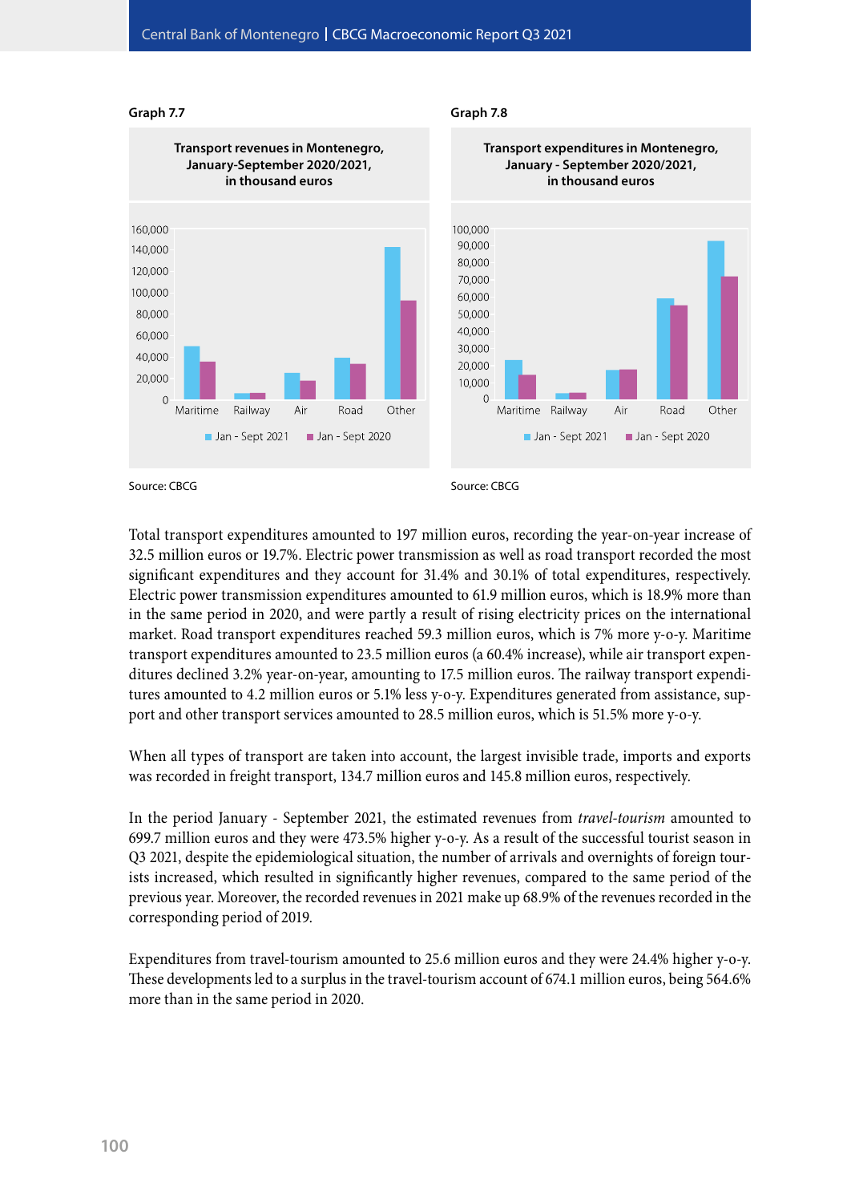**Graph 7.7**

**Transport revenues in Montenegro, January-September 2020/2021, in thousand euros**

160,000
140,000
120,000
100,000
80,000
60,000
40,000
20,000
0

Maritime Railway Air Road Other

Jan - Sept 2021 Jan - Sept 2020

Source: CBCG

**Graph 7.8**

**Transport expenditures in Montenegro, January - September 2020/2021, in thousand euros**

100,000
90,000
80,000
70,000
60,000
50,000
40,000
30,000
20,000
10,000
0

Maritime Railway Air Road Other

Jan - Sept 2021 Jan - Sept 2020

Source: CBCG

Total transport expenditures amounted to 197 million euros, recording the year-on-year increase of 32.5 million euros or 19.7%. Electric power transmission as well as road transport recorded the most significant expenditures and they account for 31.4% and 30.1% of total expenditures, respectively. Electric power transmission expenditures amounted to 61.9 million euros, which is 18.9% more than in the same period in 2020, and were partly a result of rising electricity prices on the international market. Road transport expenditures reached 59.3 million euros, which is 7% more y-o-y. Maritime transport expenditures amounted to 23.5 million euros (a 60.4% increase), while air transport expenditures declined 3.2% year-on-year, amounting to 17.5 million euros. The railway transport expenditures amounted to 4.2 million euros or 5.1% less y-o-y. Expenditures generated from assistance, support and other transport services amounted to 28.5 million euros, which is 51.5% more y-o-y.

When all types of transport are taken into account, the largest invisible trade, imports and exports was recorded in freight transport, 134.7 million euros and 145.8 million euros, respectively.

In the period January - September 2021, the estimated revenues from *travel-tourism* amounted to 699.7 million euros and they were 473.5% higher y-o-y. As a result of the successful tourist season in Q3 2021, despite the epidemiological situation, the number of arrivals and overnights of foreign tourists increased, which resulted in significantly higher revenues, compared to the same period of the previous year. Moreover, the recorded revenues in 2021 make up 68.9% of the revenues recorded in the corresponding period of 2019.

Expenditures from travel-tourism amounted to 25.6 million euros and they were 24.4% higher y-o-y. These developments led to a surplus in the travel-tourism account of 674.1 million euros, being 564.6% more than in the same period in 2020.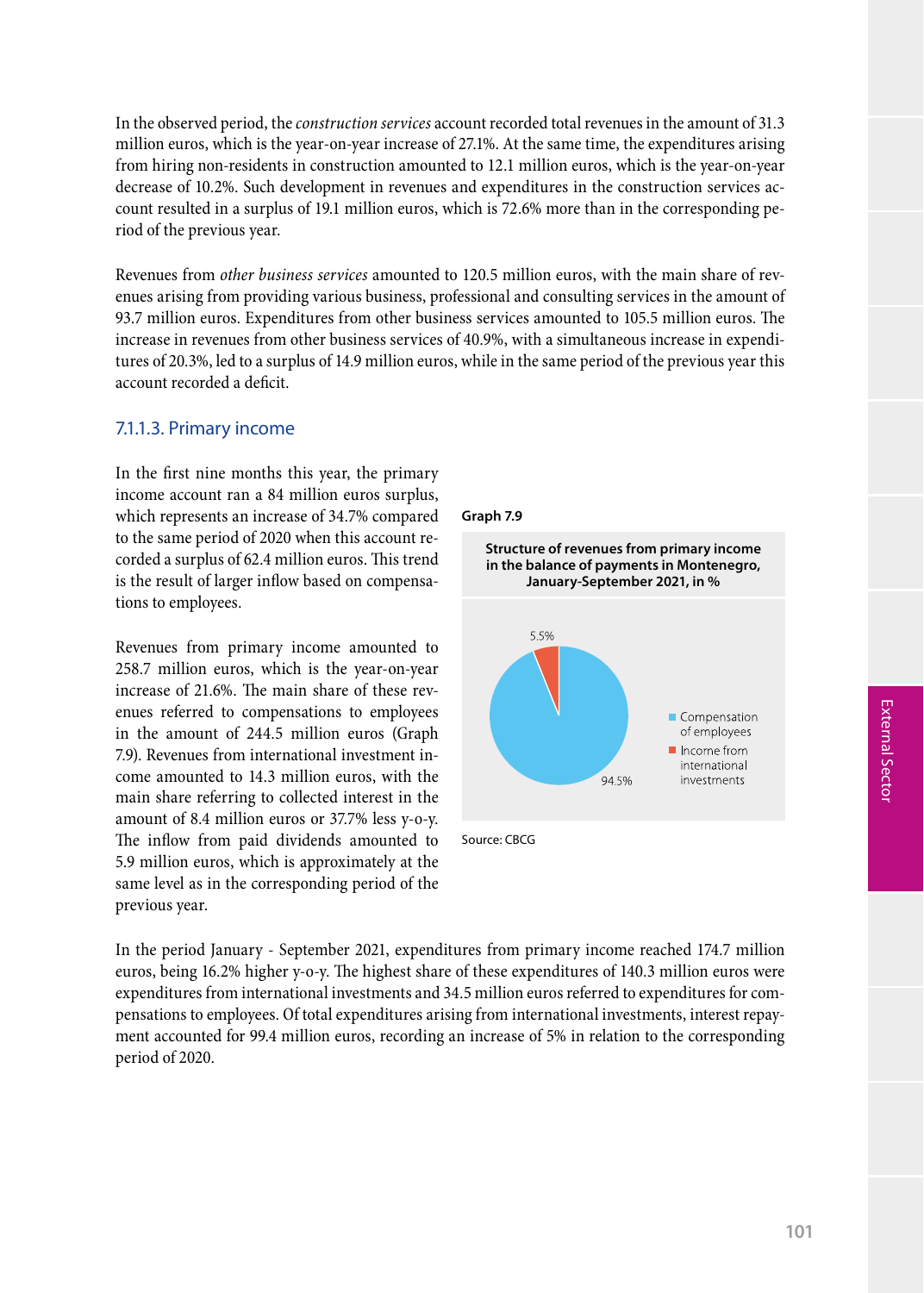In the observed period, the *construction services* account recorded total revenues in the amount of 31.3 million euros, which is the year-on-year increase of 27.1%. At the same time, the expenditures arising from hiring non-residents in construction amounted to 12.1 million euros, which is the year-on-year decrease of 10.2%. Such development in revenues and expenditures in the construction services account resulted in a surplus of 19.1 million euros, which is 72.6% more than in the corresponding period of the previous year.

Revenues from *other business services* amounted to 120.5 million euros, with the main share of revenues arising from providing various business, professional and consulting services in the amount of 93.7 million euros. Expenditures from other business services amounted to 105.5 million euros. The increase in revenues from other business services of 40.9%, with a simultaneous increase in expenditures of 20.3%, led to a surplus of 14.9 million euros, while in the same period of the previous year this account recorded a deficit.

### 7.1.1.3. Primary income

In the first nine months this year, the primary income account ran a 84 million euros surplus, which represents an increase of 34.7% compared to the same period of 2020 when this account recorded a surplus of 62.4 million euros. This trend is the result of larger inflow based on compensations to employees.

Revenues from primary income amounted to 258.7 million euros, which is the year-on-year increase of 21.6%. The main share of these revenues referred to compensations to employees in the amount of 244.5 million euros (Graph 7.9). Revenues from international investment income amounted to 14.3 million euros, with the main share referring to collected interest in the amount of 8.4 million euros or 37.7% less y-o-y. The inflow from paid dividends amounted to 5.9 million euros, which is approximately at the same level as in the corresponding period of the previous year.

**Graph 7.9**

**Structure of revenues from primary income in the balance of payments in Montenegro, January-September 2021, in %**

5.5%
94.5%
Compensation of employees
Income from international investments

Source: CBCG

In the period January - September 2021, expenditures from primary income reached 174.7 million euros, being 16.2% higher y-o-y. The highest share of these expenditures of 140.3 million euros were expenditures from international investments and 34.5 million euros referred to expenditures for compensations to employees. Of total expenditures arising from international investments, interest repayment accounted for 99.4 million euros, recording an increase of 5% in relation to the corresponding period of 2020.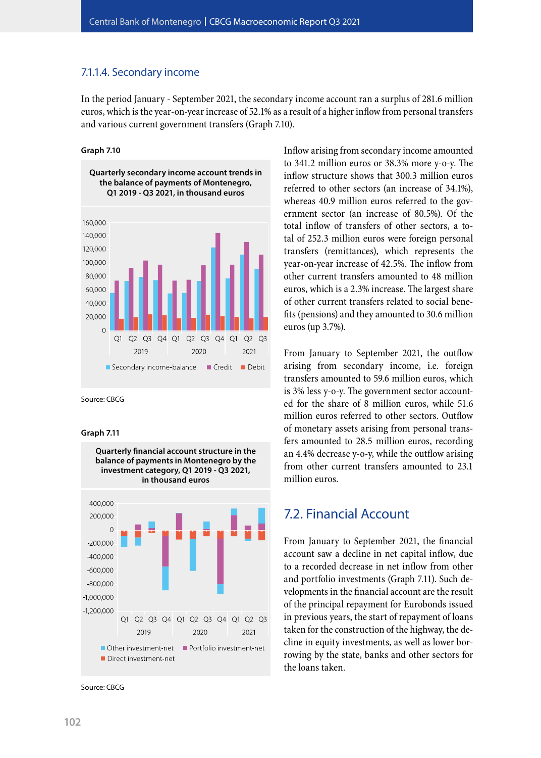### 7.1.1.4. Secondary income

In the period January - September 2021, the secondary income account ran a surplus of 281.6 million euros, which is the year-on-year increase of 52.1% as a result of a higher inflow from personal transfers and various current government transfers (Graph 7.10).

**Graph 7.10**

**Quarterly secondary income account trends in the balance of payments of Montenegro, Q1 2019 - Q3 2021, in thousand euros**

160,000
140,000
120,000
100,000
80,000
60,000
40,000
20,000
0

Q1 Q2 Q3 Q4 Q1 Q2 Q3 Q4 Q1 Q2 Q3
2019 2020 2021

Secondary income-balance Credit Debit

Source: CBCG

Inflow arising from secondary income amounted to 341.2 million euros or 38.3% more y-o-y. The inflow structure shows that 300.3 million euros referred to other sectors (an increase of 34.1%), whereas 40.9 million euros referred to the government sector (an increase of 80.5%). Of the total inflow of transfers of other sectors, a total of 252.3 million euros were foreign personal transfers (remittances), which represents the year-on-year increase of 42.5%. The inflow from other current transfers amounted to 48 million euros, which is a 2.3% increase. The largest share of other current transfers related to social benefits (pensions) and they amounted to 30.6 million euros (up 3.7%).

From January to September 2021, the outflow arising from secondary income, i.e. foreign transfers amounted to 59.6 million euros, which is 3% less y-o-y. The government sector accounted for the share of 8 million euros, while 51.6 million euros referred to other sectors. Outflow of monetary assets arising from personal transfers amounted to 28.5 million euros, recording an 4.4% decrease y-o-y, while the outflow arising from other current transfers amounted to 23.1 million euros.

**Graph 7.11**

**Quarterly financial account structure in the balance of payments in Montenegro by the investment category, Q1 2019 - Q3 2021, in thousand euros**

400,000
200,000
0
-200,000
-400,000
-600,000
-800,000
-1,000,000
-1,200,000

Q1 Q2 Q3 Q4 Q1 Q2 Q3 Q4 Q1 Q2 Q3
2019 2020 2021

Other investment-net Portfolio investment-net
Direct investment-net

Source: CBCG

## 7.2. Financial Account

From January to September 2021, the financial account saw a decline in net capital inflow, due to a recorded decrease in net inflow from other and portfolio investments (Graph 7.11). Such developments in the financial account are the result of the principal repayment for Eurobonds issued in previous years, the start of repayment of loans taken for the construction of the highway, the decline in equity investments, as well as lower borrowing by the state, banks and other sectors for the loans taken.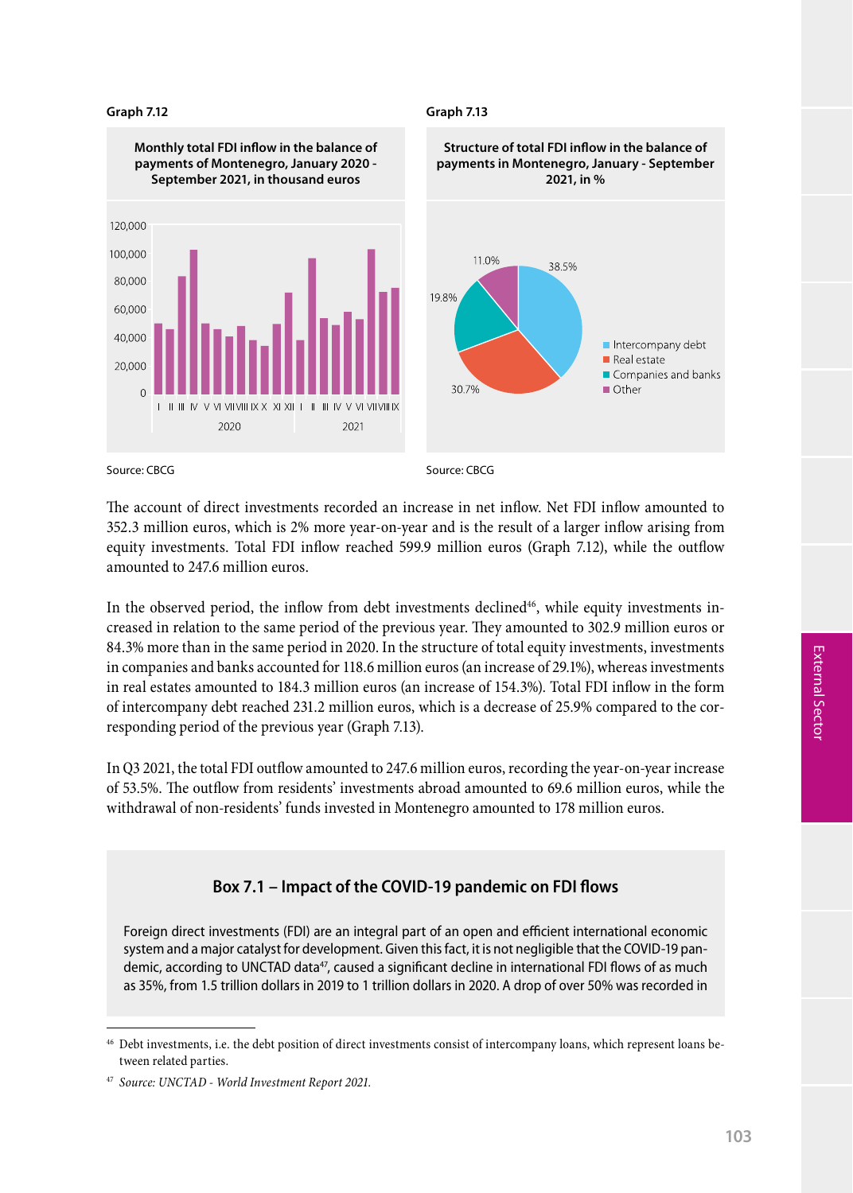**Graph 7.12**

**Monthly total FDI inflow in the balance of payments of Montenegro, January 2020 - September 2021, in thousand euros**

120,000
100,000
80,000
60,000
40,000
20,000
0

I II III IV V VI VII VIII IX X XI XII I II III IV V VI VII VIII IX

2020 2021

Source: CBCG

**Graph 7.13**

**Structure of total FDI inflow in the balance of payments in Montenegro, January - September 2021, in %**

38.5%
30.7%
19.8%
11.0%

Intercompany debt
Real estate
Companies and banks
Other

Source: CBCG

The account of direct investments recorded an increase in net inflow. Net FDI inflow amounted to 352.3 million euros, which is 2% more year-on-year and is the result of a larger inflow arising from equity investments. Total FDI inflow reached 599.9 million euros (Graph 7.12), while the outflow amounted to 247.6 million euros.

In the observed period, the inflow from debt investments declined[46], while equity investments increased in relation to the same period of the previous year. They amounted to 302.9 million euros or 84.3% more than in the same period in 2020. In the structure of total equity investments, investments in companies and banks accounted for 118.6 million euros (an increase of 29.1%), whereas investments in real estates amounted to 184.3 million euros (an increase of 154.3%). Total FDI inflow in the form of intercompany debt reached 231.2 million euros, which is a decrease of 25.9% compared to the corresponding period of the previous year (Graph 7.13).

In Q3 2021, the total FDI outflow amounted to 247.6 million euros, recording the year-on-year increase of 53.5%. The outflow from residents' investments abroad amounted to 69.6 million euros, while the withdrawal of non-residents' funds invested in Montenegro amounted to 178 million euros.

### Box 7.1 – Impact of the COVID-19 pandemic on FDI flows

Foreign direct investments (FDI) are an integral part of an open and efficient international economic system and a major catalyst for development. Given this fact, it is not negligible that the COVID-19 pandemic, according to UNCTAD data[47], caused a significant decline in international FDI flows of as much as 35%, from 1.5 trillion dollars in 2019 to 1 trillion dollars in 2020. A drop of over 50% was recorded in

---

[46] Debt investments, i.e. the debt position of direct investments consist of intercompany loans, which represent loans between related parties.

[47] *Source: UNCTAD - World Investment Report 2021.*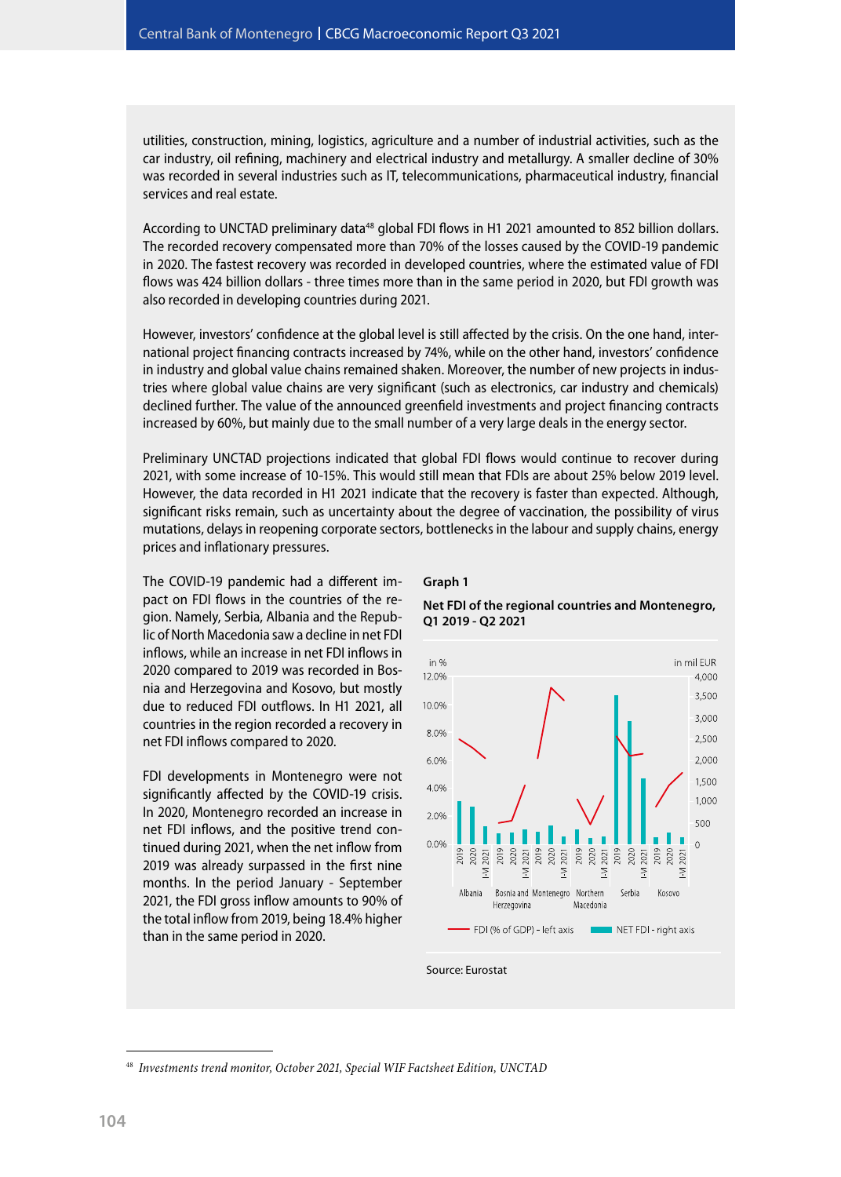utilities, construction, mining, logistics, agriculture and a number of industrial activities, such as the car industry, oil refining, machinery and electrical industry and metallurgy. A smaller decline of 30% was recorded in several industries such as IT, telecommunications, pharmaceutical industry, financial services and real estate.

According to UNCTAD preliminary data[48] global FDI flows in H1 2021 amounted to 852 billion dollars. The recorded recovery compensated more than 70% of the losses caused by the COVID-19 pandemic in 2020. The fastest recovery was recorded in developed countries, where the estimated value of FDI flows was 424 billion dollars - three times more than in the same period in 2020, but FDI growth was also recorded in developing countries during 2021.

However, investors' confidence at the global level is still affected by the crisis. On the one hand, international project financing contracts increased by 74%, while on the other hand, investors' confidence in industry and global value chains remained shaken. Moreover, the number of new projects in industries where global value chains are very significant (such as electronics, car industry and chemicals) declined further. The value of the announced greenfield investments and project financing contracts increased by 60%, but mainly due to the small number of a very large deals in the energy sector.

Preliminary UNCTAD projections indicated that global FDI flows would continue to recover during 2021, with some increase of 10-15%. This would still mean that FDIs are about 25% below 2019 level. However, the data recorded in H1 2021 indicate that the recovery is faster than expected. Although, significant risks remain, such as uncertainty about the degree of vaccination, the possibility of virus mutations, delays in reopening corporate sectors, bottlenecks in the labour and supply chains, energy prices and inflationary pressures.

The COVID-19 pandemic had a different impact on FDI flows in the countries of the region. Namely, Serbia, Albania and the Republic of North Macedonia saw a decline in net FDI inflows, while an increase in net FDI inflows in 2020 compared to 2019 was recorded in Bosnia and Herzegovina and Kosovo, but mostly due to reduced FDI outflows. In H1 2021, all countries in the region recorded a recovery in net FDI inflows compared to 2020.

FDI developments in Montenegro were not significantly affected by the COVID-19 crisis. In 2020, Montenegro recorded an increase in net FDI inflows, and the positive trend continued during 2021, when the net inflow from 2019 was already surpassed in the first nine months. In the period January - September 2021, the FDI gross inflow amounts to 90% of the total inflow from 2019, being 18.4% higher than in the same period in 2020.

**Graph 1**

**Net FDI of the regional countries and Montenegro, Q1 2019 - Q2 2021**

in %
12.0%
10.0%
8.0%
6.0%
4.0%
2.0%
0.0%

in mil EUR
4,000
3,500
3,000
2,500
2,000
1,500
1,000
500
0

2019
2020
I-VI 2021

Albania
Bosnia and Herzegovina
Montenegro
Northern Macedonia
Serbia
Kosovo

FDI (% of GDP) - left axis
NET FDI - right axis

Source: Eurostat

[48] *Investments trend monitor, October 2021, Special WIF Factsheet Edition, UNCTAD*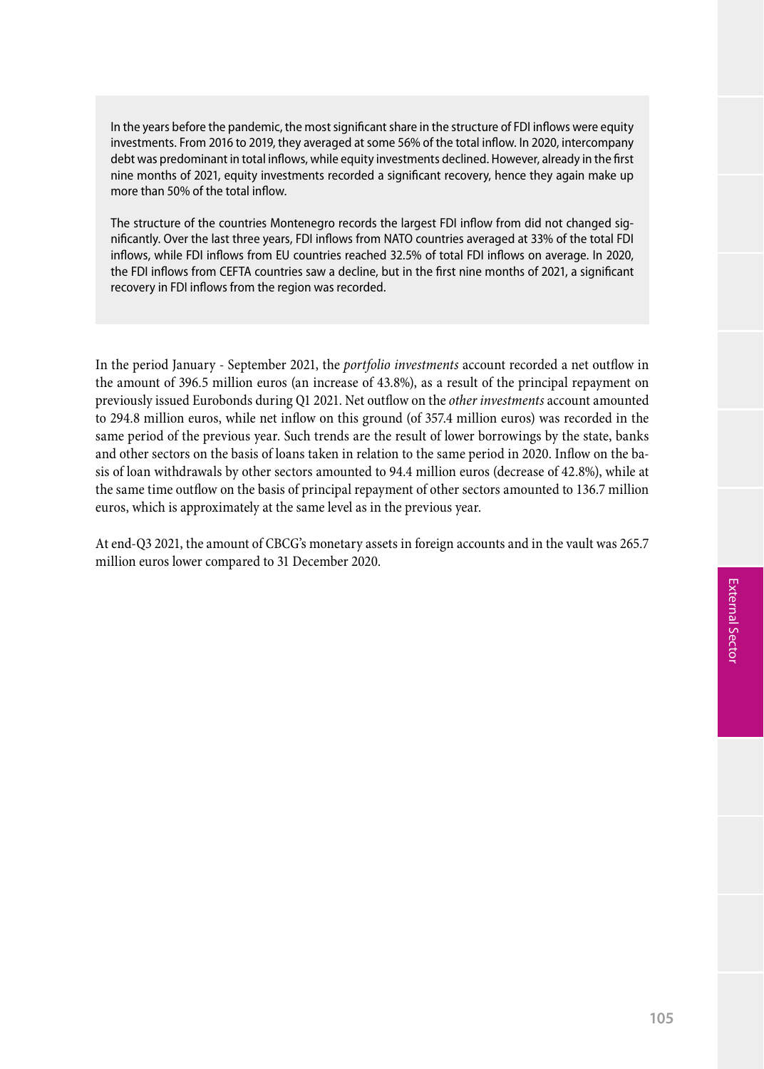In the years before the pandemic, the most significant share in the structure of FDI inflows were equity investments. From 2016 to 2019, they averaged at some 56% of the total inflow. In 2020, intercompany debt was predominant in total inflows, while equity investments declined. However, already in the first nine months of 2021, equity investments recorded a significant recovery, hence they again make up more than 50% of the total inflow.

The structure of the countries Montenegro records the largest FDI inflow from did not changed significantly. Over the last three years, FDI inflows from NATO countries averaged at 33% of the total FDI inflows, while FDI inflows from EU countries reached 32.5% of total FDI inflows on average. In 2020, the FDI inflows from CEFTA countries saw a decline, but in the first nine months of 2021, a significant recovery in FDI inflows from the region was recorded.

In the period January - September 2021, the *portfolio investments* account recorded a net outflow in the amount of 396.5 million euros (an increase of 43.8%), as a result of the principal repayment on previously issued Eurobonds during Q1 2021. Net outflow on the *other investments* account amounted to 294.8 million euros, while net inflow on this ground (of 357.4 million euros) was recorded in the same period of the previous year. Such trends are the result of lower borrowings by the state, banks and other sectors on the basis of loans taken in relation to the same period in 2020. Inflow on the basis of loan withdrawals by other sectors amounted to 94.4 million euros (decrease of 42.8%), while at the same time outflow on the basis of principal repayment of other sectors amounted to 136.7 million euros, which is approximately at the same level as in the previous year.

At end-Q3 2021, the amount of CBCG's monetary assets in foreign accounts and in the vault was 265.7 million euros lower compared to 31 December 2020.